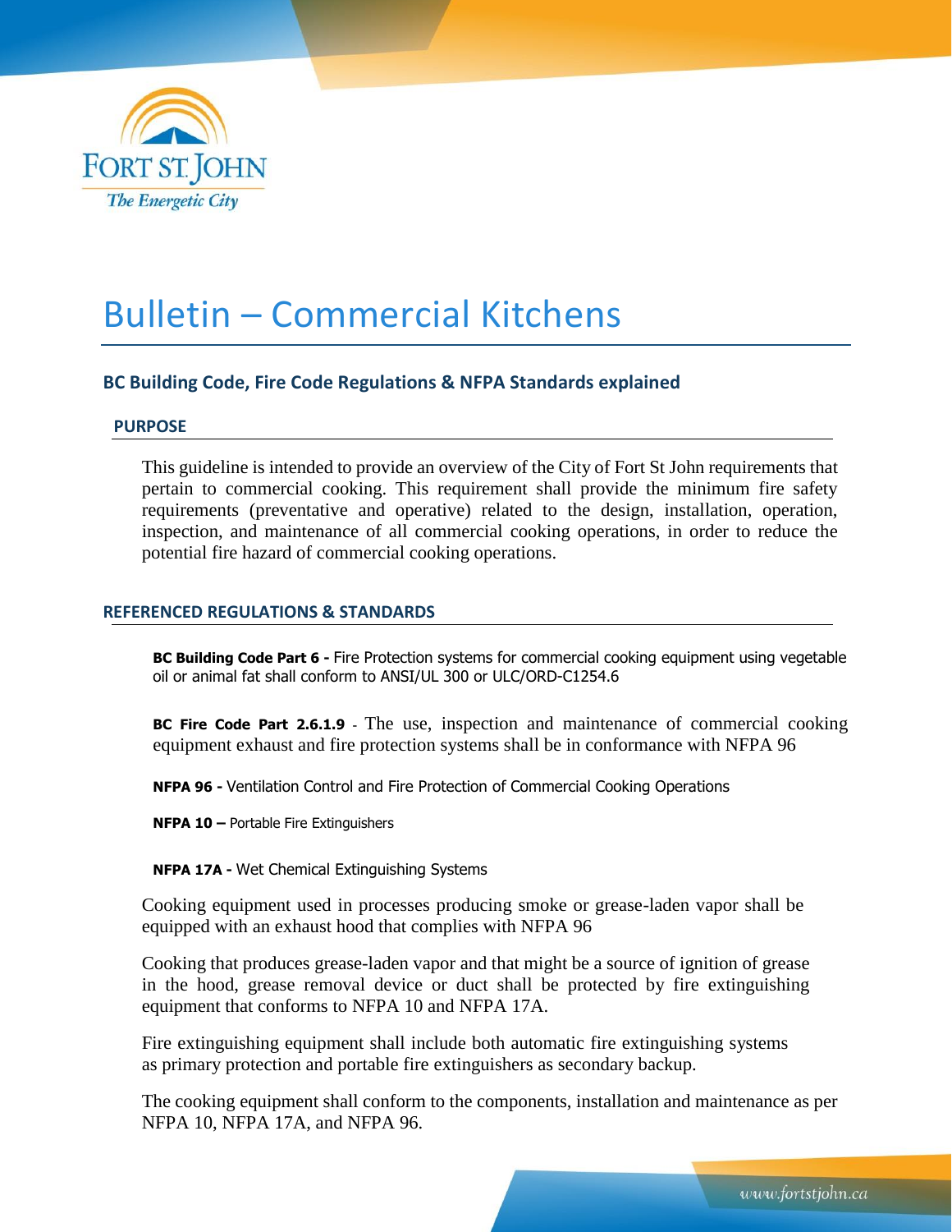Fort St. John
*The Energetic City*

# Bulletin – Commercial Kitchens

## BC Building Code, Fire Code Regulations & NFPA Standards explained

### PURPOSE

This guideline is intended to provide an overview of the City of Fort St John requirements that pertain to commercial cooking. This requirement shall provide the minimum fire safety requirements (preventative and operative) related to the design, installation, operation, inspection, and maintenance of all commercial cooking operations, in order to reduce the potential fire hazard of commercial cooking operations.

### REFERENCED REGULATIONS & STANDARDS

**BC Building Code Part 6 -** Fire Protection systems for commercial cooking equipment using vegetable oil or animal fat shall conform to ANSI/UL 300 or ULC/ORD-C1254.6

**BC Fire Code Part 2.6.1.9** - The use, inspection and maintenance of commercial cooking equipment exhaust and fire protection systems shall be in conformance with NFPA 96

**NFPA 96 -** Ventilation Control and Fire Protection of Commercial Cooking Operations

**NFPA 10 –** Portable Fire Extinguishers

**NFPA 17A -** Wet Chemical Extinguishing Systems

Cooking equipment used in processes producing smoke or grease-laden vapor shall be equipped with an exhaust hood that complies with NFPA 96

Cooking that produces grease-laden vapor and that might be a source of ignition of grease in the hood, grease removal device or duct shall be protected by fire extinguishing equipment that conforms to NFPA 10 and NFPA 17A.

Fire extinguishing equipment shall include both automatic fire extinguishing systems as primary protection and portable fire extinguishers as secondary backup.

The cooking equipment shall conform to the components, installation and maintenance as per NFPA 10, NFPA 17A, and NFPA 96.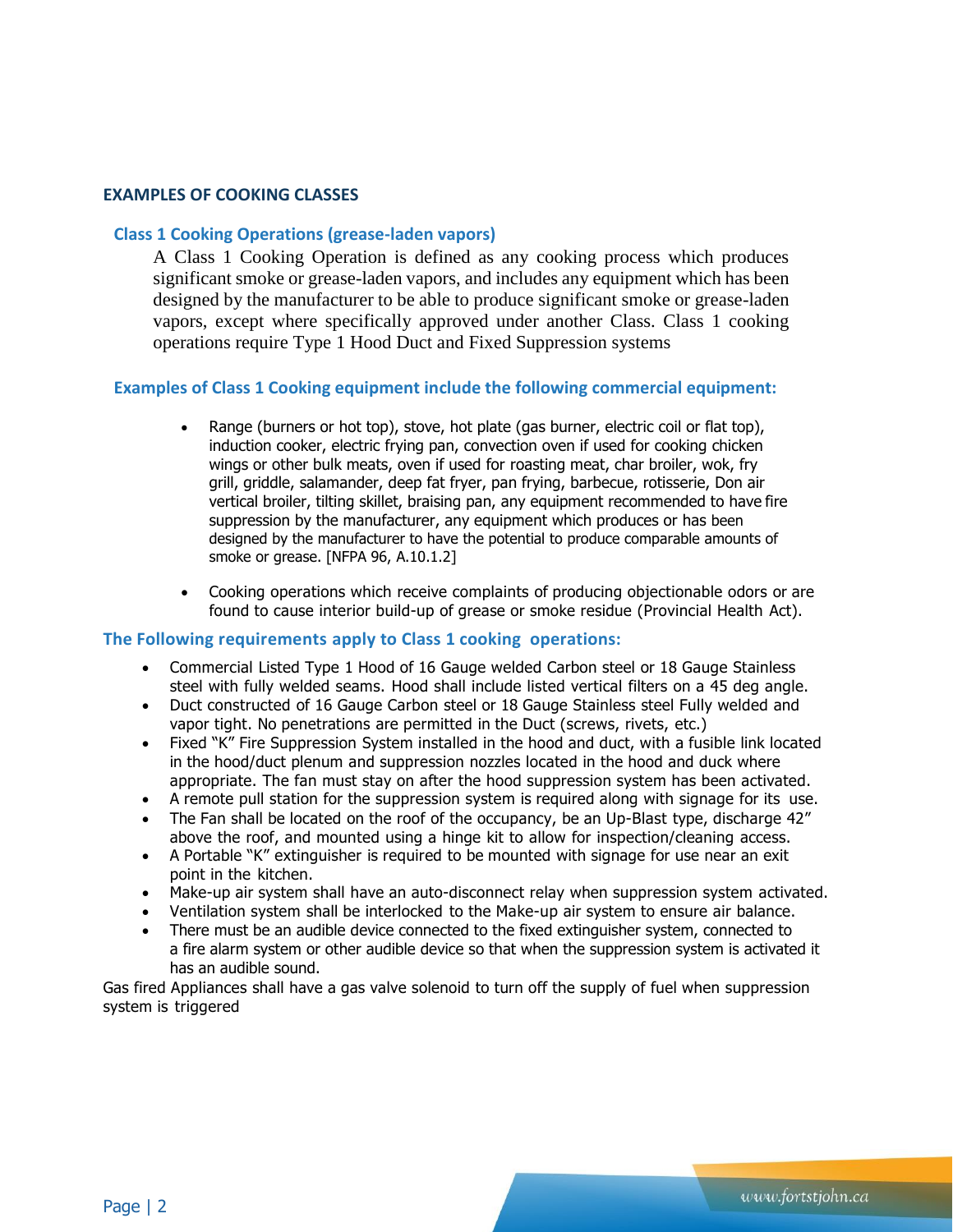## EXAMPLES OF COOKING CLASSES

### Class 1 Cooking Operations (grease-laden vapors)

A Class 1 Cooking Operation is defined as any cooking process which produces significant smoke or grease-laden vapors, and includes any equipment which has been designed by the manufacturer to be able to produce significant smoke or grease-laden vapors, except where specifically approved under another Class. Class 1 cooking operations require Type 1 Hood Duct and Fixed Suppression systems

### Examples of Class 1 Cooking equipment include the following commercial equipment:

- Range (burners or hot top), stove, hot plate (gas burner, electric coil or flat top), induction cooker, electric frying pan, convection oven if used for cooking chicken wings or other bulk meats, oven if used for roasting meat, char broiler, wok, fry grill, griddle, salamander, deep fat fryer, pan frying, barbecue, rotisserie, Don air vertical broiler, tilting skillet, braising pan, any equipment recommended to have fire suppression by the manufacturer, any equipment which produces or has been designed by the manufacturer to have the potential to produce comparable amounts of smoke or grease. [NFPA 96, A.10.1.2]
- Cooking operations which receive complaints of producing objectionable odors or are found to cause interior build-up of grease or smoke residue (Provincial Health Act).

### The Following requirements apply to Class 1 cooking operations:

- Commercial Listed Type 1 Hood of 16 Gauge welded Carbon steel or 18 Gauge Stainless steel with fully welded seams. Hood shall include listed vertical filters on a 45 deg angle.
- Duct constructed of 16 Gauge Carbon steel or 18 Gauge Stainless steel Fully welded and vapor tight. No penetrations are permitted in the Duct (screws, rivets, etc.)
- Fixed "K" Fire Suppression System installed in the hood and duct, with a fusible link located in the hood/duct plenum and suppression nozzles located in the hood and duck where appropriate. The fan must stay on after the hood suppression system has been activated.
- A remote pull station for the suppression system is required along with signage for its use.
- The Fan shall be located on the roof of the occupancy, be an Up-Blast type, discharge 42" above the roof, and mounted using a hinge kit to allow for inspection/cleaning access.
- A Portable "K" extinguisher is required to be mounted with signage for use near an exit point in the kitchen.
- Make-up air system shall have an auto-disconnect relay when suppression system activated.
- Ventilation system shall be interlocked to the Make-up air system to ensure air balance.
- There must be an audible device connected to the fixed extinguisher system, connected to a fire alarm system or other audible device so that when the suppression system is activated it has an audible sound.

Gas fired Appliances shall have a gas valve solenoid to turn off the supply of fuel when suppression system is triggered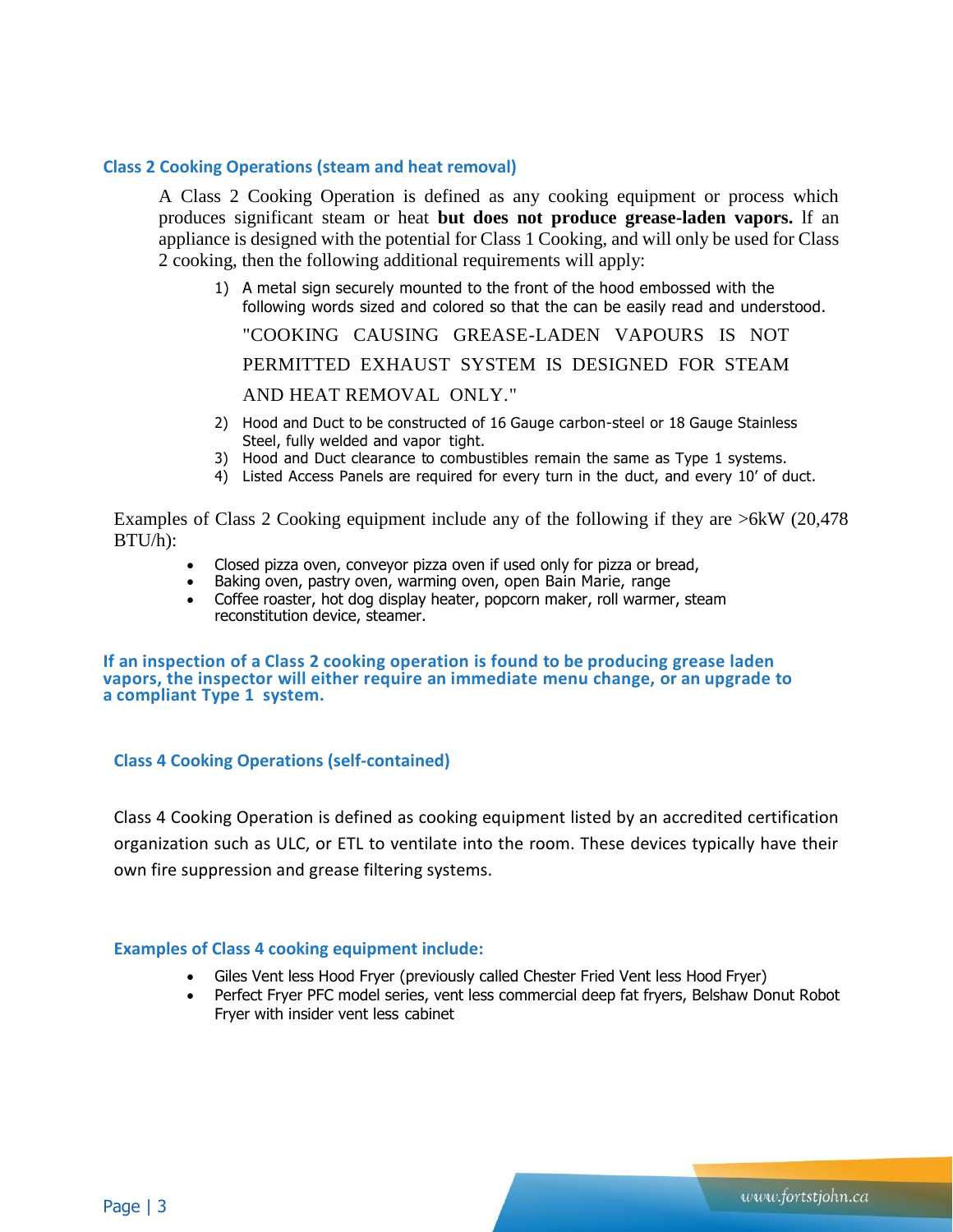### Class 2 Cooking Operations (steam and heat removal)

A Class 2 Cooking Operation is defined as any cooking equipment or process which produces significant steam or heat **but does not produce grease-laden vapors.** If an appliance is designed with the potential for Class 1 Cooking, and will only be used for Class 2 cooking, then the following additional requirements will apply:

1) A metal sign securely mounted to the front of the hood embossed with the following words sized and colored so that the can be easily read and understood.

   "COOKING CAUSING GREASE-LADEN VAPOURS IS NOT PERMITTED EXHAUST SYSTEM IS DESIGNED FOR STEAM AND HEAT REMOVAL ONLY."

2) Hood and Duct to be constructed of 16 Gauge carbon-steel or 18 Gauge Stainless Steel, fully welded and vapor tight.
3) Hood and Duct clearance to combustibles remain the same as Type 1 systems.
4) Listed Access Panels are required for every turn in the duct, and every 10' of duct.

Examples of Class 2 Cooking equipment include any of the following if they are >6kW (20,478 BTU/h):

- Closed pizza oven, conveyor pizza oven if used only for pizza or bread,
- Baking oven, pastry oven, warming oven, open Bain Marie, range
- Coffee roaster, hot dog display heater, popcorn maker, roll warmer, steam reconstitution device, steamer.

**If an inspection of a Class 2 cooking operation is found to be producing grease laden vapors, the inspector will either require an immediate menu change, or an upgrade to a compliant Type 1 system.**

### Class 4 Cooking Operations (self-contained)

Class 4 Cooking Operation is defined as cooking equipment listed by an accredited certification organization such as ULC, or ETL to ventilate into the room. These devices typically have their own fire suppression and grease filtering systems.

#### Examples of Class 4 cooking equipment include:

- Giles Vent less Hood Fryer (previously called Chester Fried Vent less Hood Fryer)
- Perfect Fryer PFC model series, vent less commercial deep fat fryers, Belshaw Donut Robot Fryer with insider vent less cabinet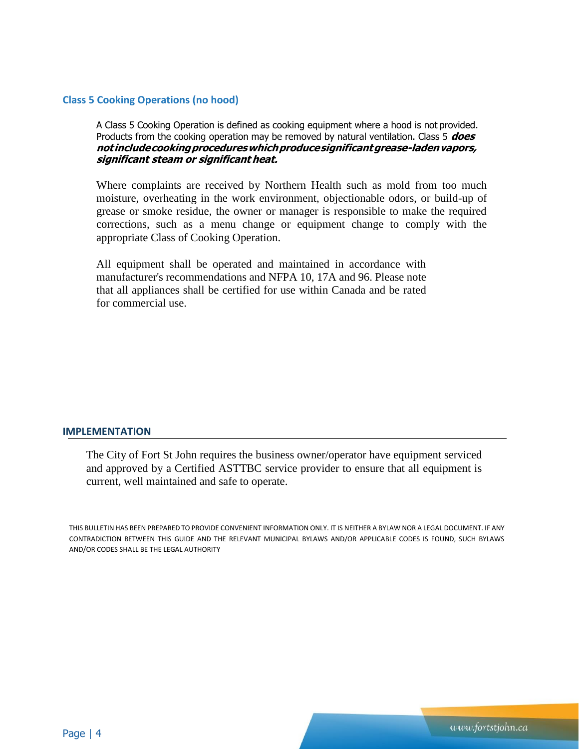## Class 5 Cooking Operations (no hood)

A Class 5 Cooking Operation is defined as cooking equipment where a hood is not provided. Products from the cooking operation may be removed by natural ventilation. Class 5 ***does not include cooking procedures which produce significant grease-laden vapors, significant steam or significant heat.***

Where complaints are received by Northern Health such as mold from too much moisture, overheating in the work environment, objectionable odors, or build-up of grease or smoke residue, the owner or manager is responsible to make the required corrections, such as a menu change or equipment change to comply with the appropriate Class of Cooking Operation.

All equipment shall be operated and maintained in accordance with manufacturer's recommendations and NFPA 10, 17A and 96. Please note that all appliances shall be certified for use within Canada and be rated for commercial use.

## IMPLEMENTATION

The City of Fort St John requires the business owner/operator have equipment serviced and approved by a Certified ASTTBC service provider to ensure that all equipment is current, well maintained and safe to operate.

THIS BULLETIN HAS BEEN PREPARED TO PROVIDE CONVENIENT INFORMATION ONLY. IT IS NEITHER A BYLAW NOR A LEGAL DOCUMENT. IF ANY CONTRADICTION BETWEEN THIS GUIDE AND THE RELEVANT MUNICIPAL BYLAWS AND/OR APPLICABLE CODES IS FOUND, SUCH BYLAWS AND/OR CODES SHALL BE THE LEGAL AUTHORITY